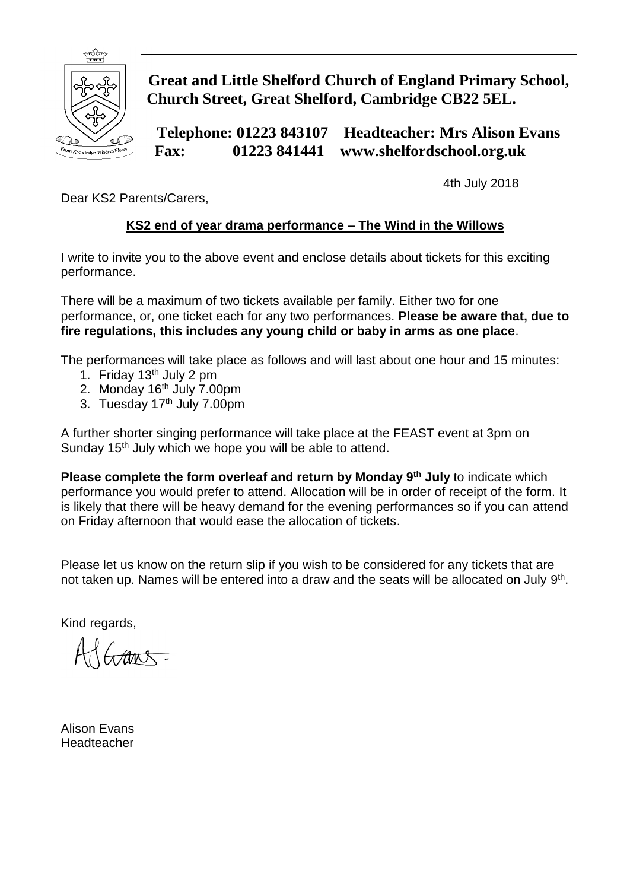**Great and Little Shelford Church of England Primary School, Church Street, Great Shelford, Cambridge CB22 5EL.**

**Telephone: 01223 843107 Headteacher: Mrs Alison Evans**
**Fax: 01223 841441 www.shelfordschool.org.uk**

4th July 2018

Dear KS2 Parents/Carers,

**KS2 end of year drama performance – The Wind in the Willows**

I write to invite you to the above event and enclose details about tickets for this exciting performance.

There will be a maximum of two tickets available per family. Either two for one performance, or, one ticket each for any two performances. **Please be aware that, due to fire regulations, this includes any young child or baby in arms as one place**.

The performances will take place as follows and will last about one hour and 15 minutes:

1. Friday 13th July 2 pm
2. Monday 16th July 7.00pm
3. Tuesday 17th July 7.00pm

A further shorter singing performance will take place at the FEAST event at 3pm on Sunday 15th July which we hope you will be able to attend.

**Please complete the form overleaf and return by Monday 9th July** to indicate which performance you would prefer to attend. Allocation will be in order of receipt of the form. It is likely that there will be heavy demand for the evening performances so if you can attend on Friday afternoon that would ease the allocation of tickets.

Please let us know on the return slip if you wish to be considered for any tickets that are not taken up. Names will be entered into a draw and the seats will be allocated on July 9th.

Kind regards,

Alison Evans
Headteacher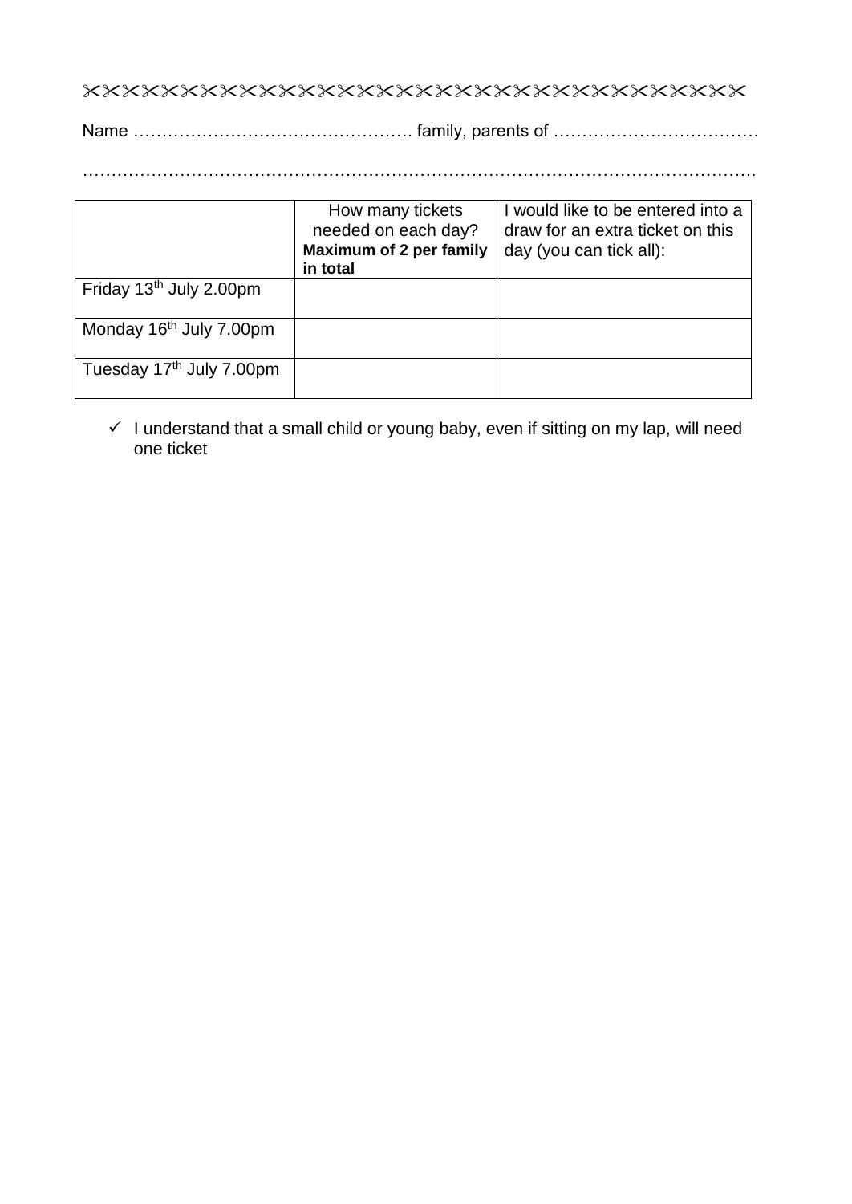✂✂✂✂✂✂✂✂✂✂✂✂✂✂✂✂✂✂✂✂✂✂✂✂✂✂✂✂✂✂✂✂✂✂✂✂✂✂✂✂

Name …………………………………………. family, parents of ………………………………

……………………………………………………………………………………………………….

| | How many tickets needed on each day? **Maximum of 2 per family in total** | I would like to be entered into a draw for an extra ticket on this day (you can tick all): |
|---|---|---|
| Friday 13th July 2.00pm | | |
| Monday 16th July 7.00pm | | |
| Tuesday 17th July 7.00pm | | |

- ✓ I understand that a small child or young baby, even if sitting on my lap, will need one ticket